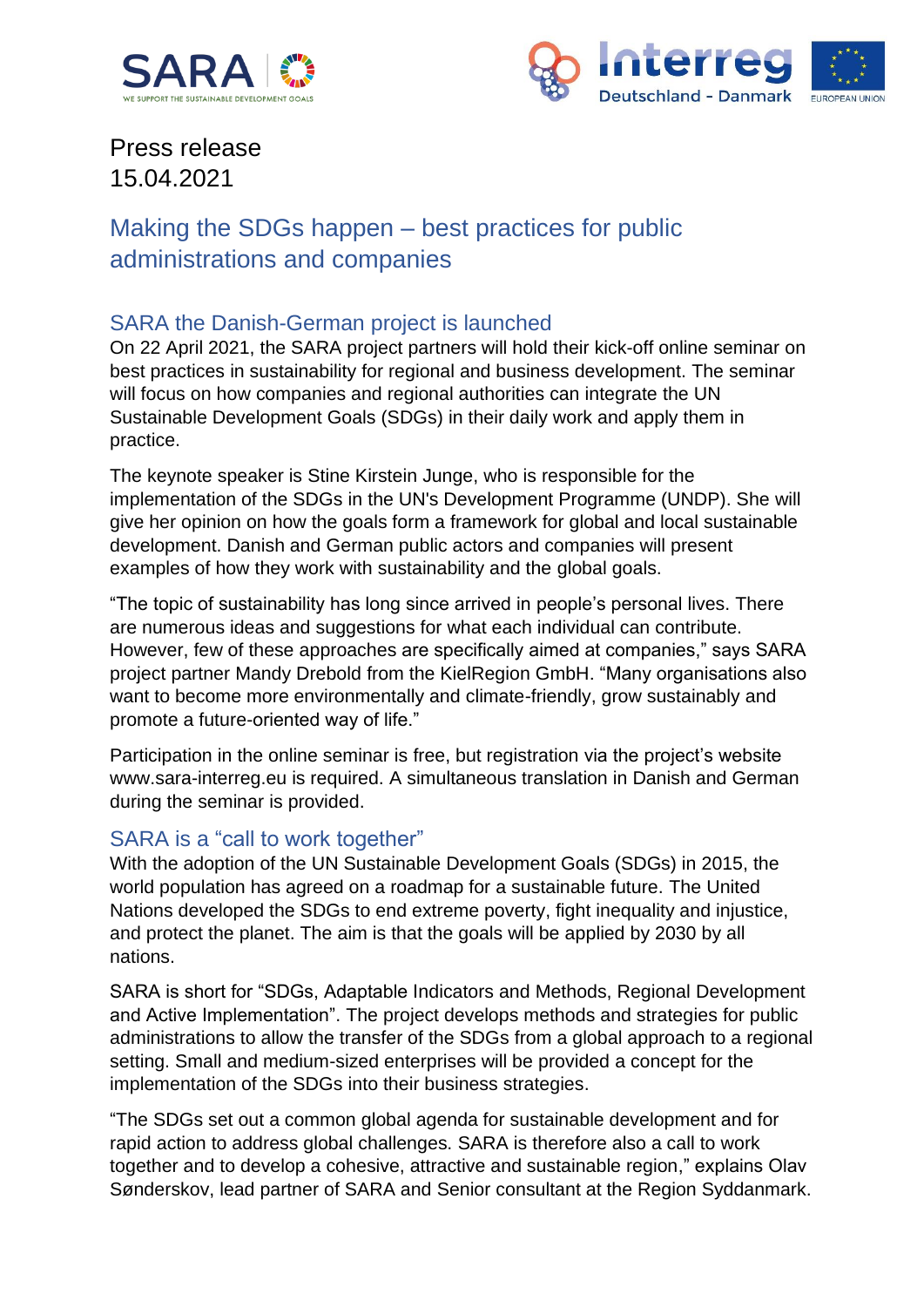Press release
15.04.2021

# Making the SDGs happen – best practices for public administrations and companies

## SARA the Danish-German project is launched

On 22 April 2021, the SARA project partners will hold their kick-off online seminar on best practices in sustainability for regional and business development. The seminar will focus on how companies and regional authorities can integrate the UN Sustainable Development Goals (SDGs) in their daily work and apply them in practice.

The keynote speaker is Stine Kirstein Junge, who is responsible for the implementation of the SDGs in the UN's Development Programme (UNDP). She will give her opinion on how the goals form a framework for global and local sustainable development. Danish and German public actors and companies will present examples of how they work with sustainability and the global goals.

"The topic of sustainability has long since arrived in people's personal lives. There are numerous ideas and suggestions for what each individual can contribute. However, few of these approaches are specifically aimed at companies," says SARA project partner Mandy Drebold from the KielRegion GmbH. "Many organisations also want to become more environmentally and climate-friendly, grow sustainably and promote a future-oriented way of life."

Participation in the online seminar is free, but registration via the project's website www.sara-interreg.eu is required. A simultaneous translation in Danish and German during the seminar is provided.

## SARA is a "call to work together"

With the adoption of the UN Sustainable Development Goals (SDGs) in 2015, the world population has agreed on a roadmap for a sustainable future. The United Nations developed the SDGs to end extreme poverty, fight inequality and injustice, and protect the planet. The aim is that the goals will be applied by 2030 by all nations.

SARA is short for "SDGs, Adaptable Indicators and Methods, Regional Development and Active Implementation". The project develops methods and strategies for public administrations to allow the transfer of the SDGs from a global approach to a regional setting. Small and medium-sized enterprises will be provided a concept for the implementation of the SDGs into their business strategies.

"The SDGs set out a common global agenda for sustainable development and for rapid action to address global challenges. SARA is therefore also a call to work together and to develop a cohesive, attractive and sustainable region," explains Olav Sønderskov, lead partner of SARA and Senior consultant at the Region Syddanmark.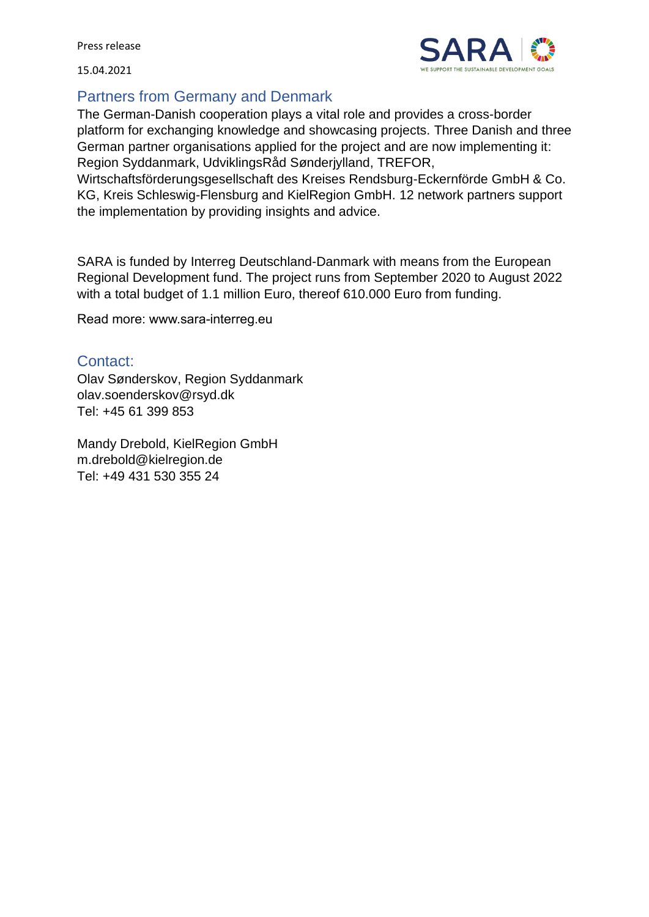## Partners from Germany and Denmark

The German-Danish cooperation plays a vital role and provides a cross-border platform for exchanging knowledge and showcasing projects. Three Danish and three German partner organisations applied for the project and are now implementing it: Region Syddanmark, UdviklingsRåd Sønderjylland, TREFOR, Wirtschaftsförderungsgesellschaft des Kreises Rendsburg-Eckernförde GmbH & Co. KG, Kreis Schleswig-Flensburg and KielRegion GmbH. 12 network partners support the implementation by providing insights and advice.

SARA is funded by Interreg Deutschland-Danmark with means from the European Regional Development fund. The project runs from September 2020 to August 2022 with a total budget of 1.1 million Euro, thereof 610.000 Euro from funding.

Read more: www.sara-interreg.eu

## Contact:

Olav Sønderskov, Region Syddanmark
olav.soenderskov@rsyd.dk
Tel: +45 61 399 853

Mandy Drebold, KielRegion GmbH
m.drebold@kielregion.de
Tel: +49 431 530 355 24